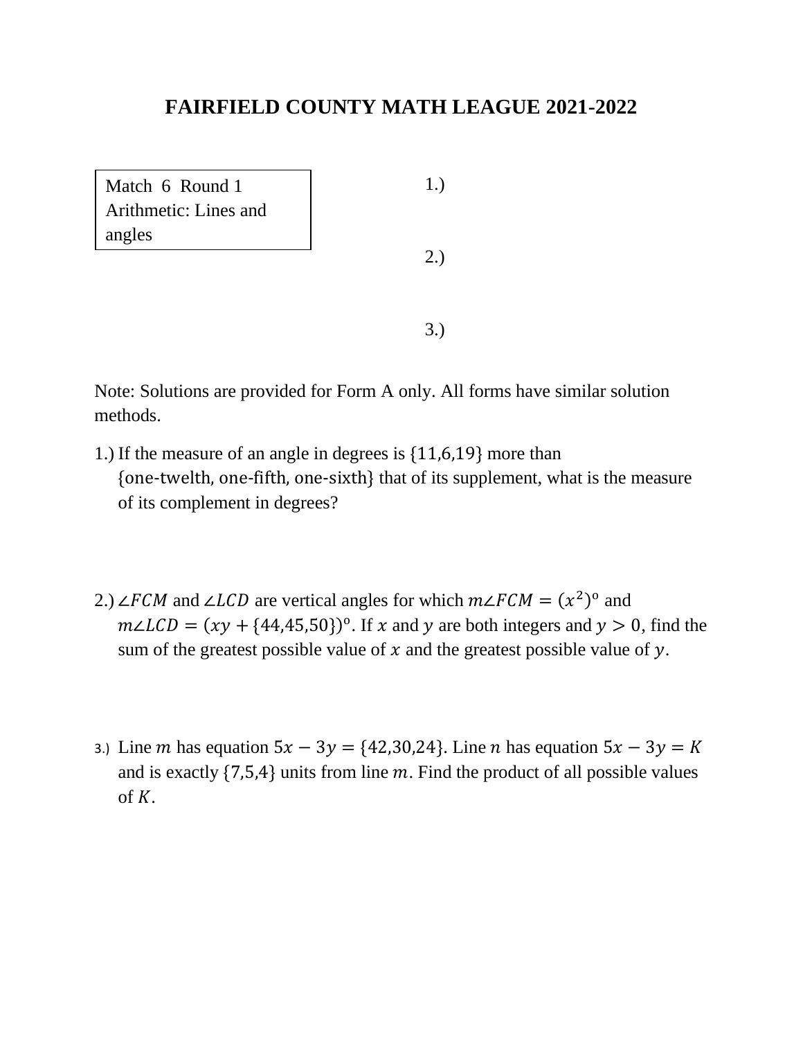# FAIRFIELD COUNTY MATH LEAGUE 2021-2022

| Match 6 Round 1 |
|---|
| Arithmetic: Lines and angles |

1.)

2.)

3.)

Note: Solutions are provided for Form A only. All forms have similar solution methods.

1.) If the measure of an angle in degrees is $\{11, 6, 19\}$ more than $\{\text{one-twelth, one-fifth, one-sixth}\}$ that of its supplement, what is the measure of its complement in degrees?

2.) $\angle FCM$ and $\angle LCD$ are vertical angles for which $m\angle FCM = (x^2)^{\circ}$ and $m\angle LCD = (xy + \{44, 45, 50\})^{\circ}$. If $x$ and $y$ are both integers and $y > 0$, find the sum of the greatest possible value of $x$ and the greatest possible value of $y$.

3.) Line $m$ has equation $5x - 3y = \{42, 30, 24\}$. Line $n$ has equation $5x - 3y = K$ and is exactly $\{7, 5, 4\}$ units from line $m$. Find the product of all possible values of $K$.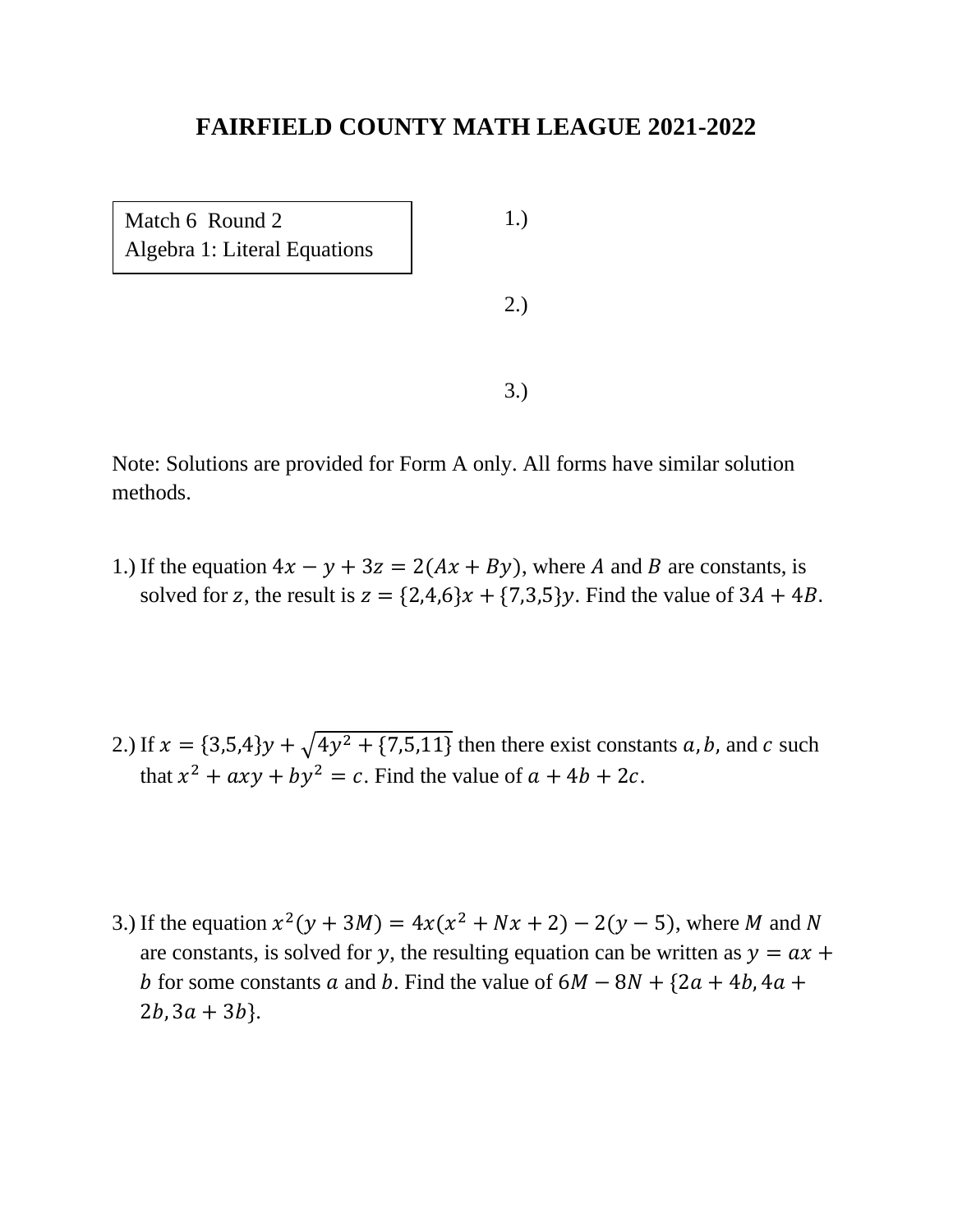# FAIRFIELD COUNTY MATH LEAGUE 2021-2022

Match 6 Round 2
Algebra 1: Literal Equations

1.)

2.)

3.)

Note: Solutions are provided for Form A only. All forms have similar solution methods.

1.) If the equation $4x - y + 3z = 2(Ax + By)$, where $A$ and $B$ are constants, is solved for $z$, the result is $z = \{2,4,6\}x + \{7,3,5\}y$. Find the value of $3A + 4B$.

2.) If $x = \{3,5,4\}y + \sqrt{4y^2 + \{7,5,11\}}$ then there exist constants $a, b$, and $c$ such that $x^2 + axy + by^2 = c$. Find the value of $a + 4b + 2c$.

3.) If the equation $x^2(y + 3M) = 4x(x^2 + Nx + 2) - 2(y - 5)$, where $M$ and $N$ are constants, is solved for $y$, the resulting equation can be written as $y = ax + b$ for some constants $a$ and $b$. Find the value of $6M - 8N + \{2a + 4b, 4a + 2b, 3a + 3b\}$.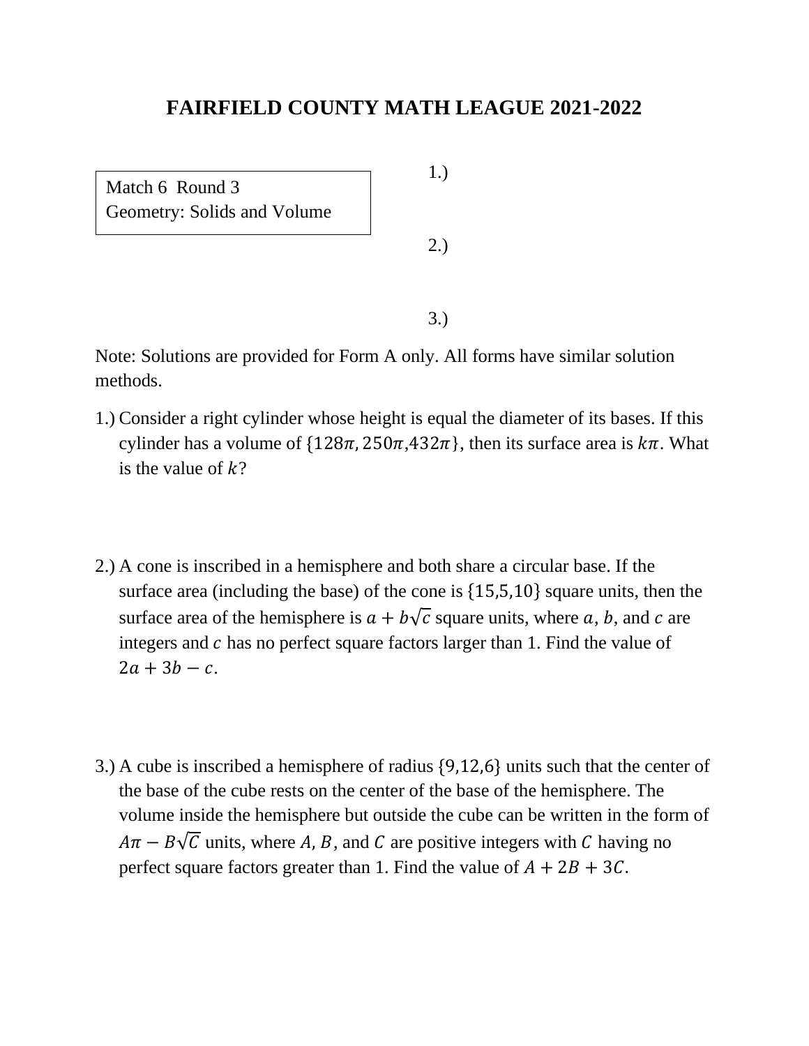# FAIRFIELD COUNTY MATH LEAGUE 2021-2022

Match 6 Round 3
Geometry: Solids and Volume

1.)

2.)

3.)

Note: Solutions are provided for Form A only. All forms have similar solution methods.

1.) Consider a right cylinder whose height is equal the diameter of its bases. If this cylinder has a volume of $\{128\pi, 250\pi, 432\pi\}$, then its surface area is $k\pi$. What is the value of $k$?

2.) A cone is inscribed in a hemisphere and both share a circular base. If the surface area (including the base) of the cone is $\{15, 5, 10\}$ square units, then the surface area of the hemisphere is $a + b\sqrt{c}$ square units, where $a$, $b$, and $c$ are integers and $c$ has no perfect square factors larger than 1. Find the value of $2a + 3b - c$.

3.) A cube is inscribed a hemisphere of radius $\{9, 12, 6\}$ units such that the center of the base of the cube rests on the center of the base of the hemisphere. The volume inside the hemisphere but outside the cube can be written in the form of $A\pi - B\sqrt{C}$ units, where $A$, $B$, and $C$ are positive integers with $C$ having no perfect square factors greater than 1. Find the value of $A + 2B + 3C$.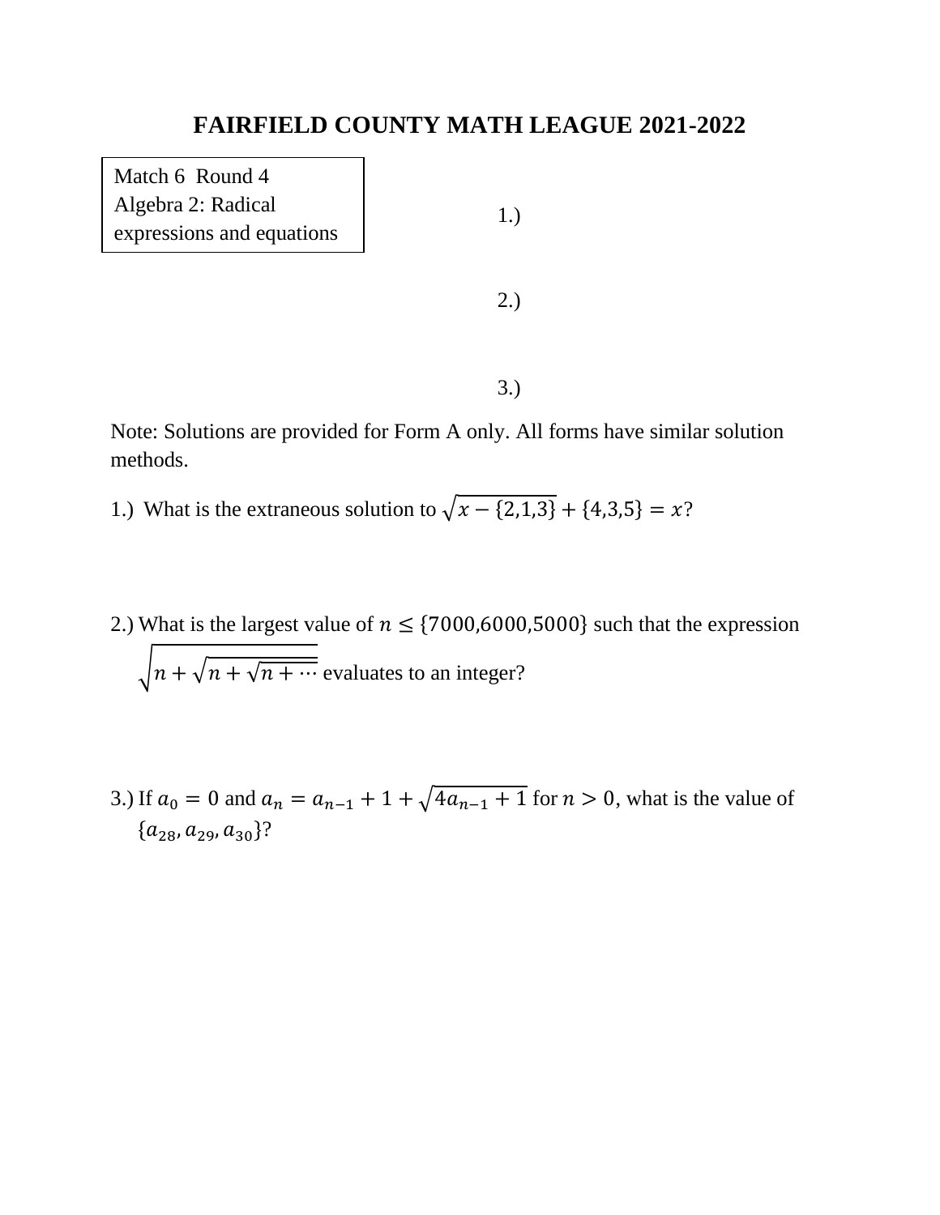# FAIRFIELD COUNTY MATH LEAGUE 2021-2022

Match 6 Round 4
Algebra 2: Radical expressions and equations

1.)

2.)

3.)

Note: Solutions are provided for Form A only. All forms have similar solution methods.

1.) What is the extraneous solution to $\sqrt{x-\{2,1,3\}}+\{4,3,5\}=x$?

2.) What is the largest value of $n \leq \{7000,6000,5000\}$ such that the expression $\sqrt{n+\sqrt{n+\sqrt{n+\cdots}}}$ evaluates to an integer?

3.) If $a_0 = 0$ and $a_n = a_{n-1}+1+\sqrt{4a_{n-1}+1}$ for $n > 0$, what is the value of $\{a_{28}, a_{29}, a_{30}\}$?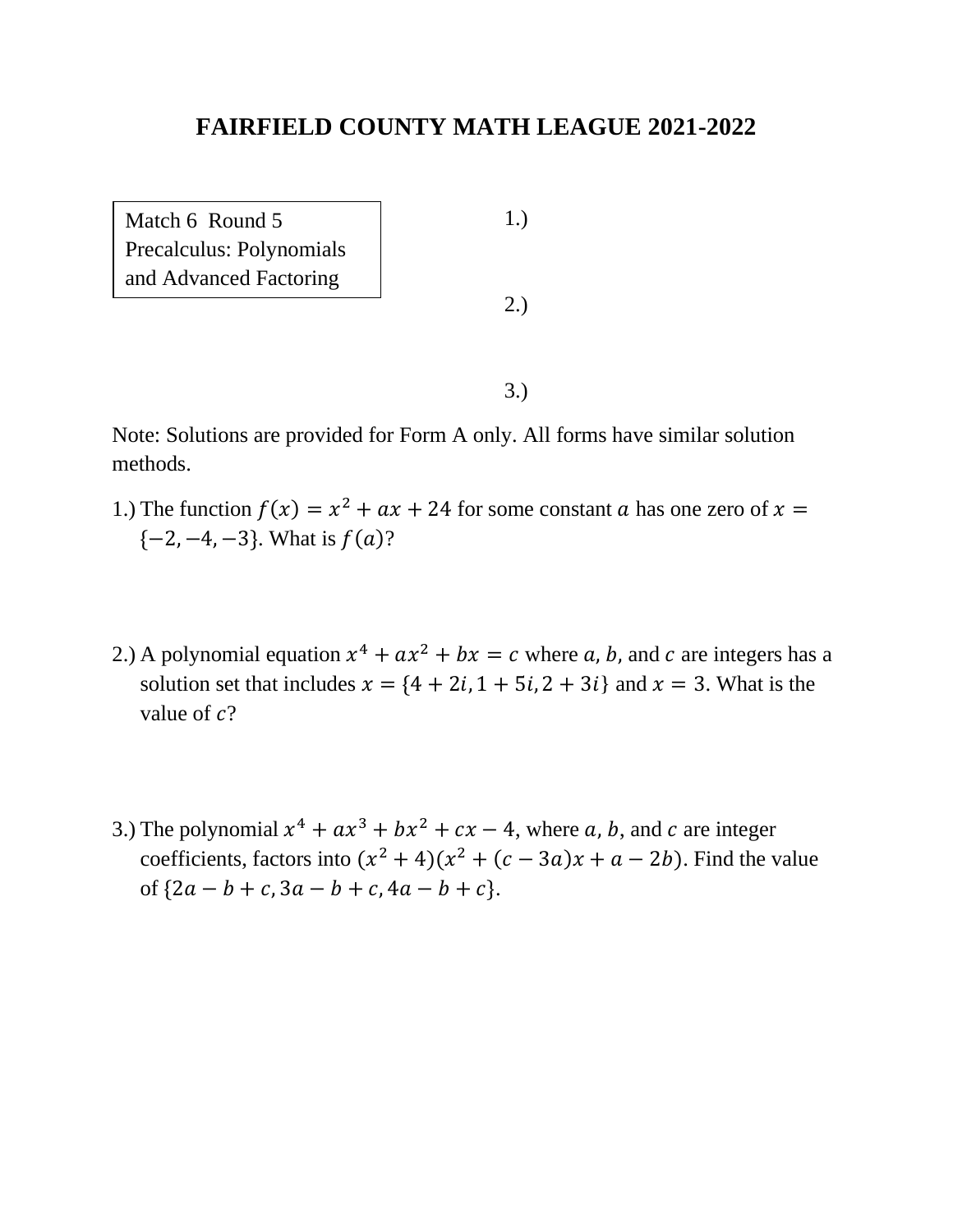# FAIRFIELD COUNTY MATH LEAGUE 2021-2022

Match 6 Round 5
Precalculus: Polynomials and Advanced Factoring

1.)

2.)

3.)

Note: Solutions are provided for Form A only. All forms have similar solution methods.

1.) The function $f(x) = x^2 + ax + 24$ for some constant $a$ has one zero of $x = \{-2, -4, -3\}$. What is $f(a)$?

2.) A polynomial equation $x^4 + ax^2 + bx = c$ where $a, b,$ and $c$ are integers has a solution set that includes $x = \{4 + 2i, 1 + 5i, 2 + 3i\}$ and $x = 3$. What is the value of $c$?

3.) The polynomial $x^4 + ax^3 + bx^2 + cx - 4$, where $a, b,$ and $c$ are integer coefficients, factors into $(x^2 + 4)(x^2 + (c - 3a)x + a - 2b)$. Find the value of $\{2a - b + c, 3a - b + c, 4a - b + c\}$.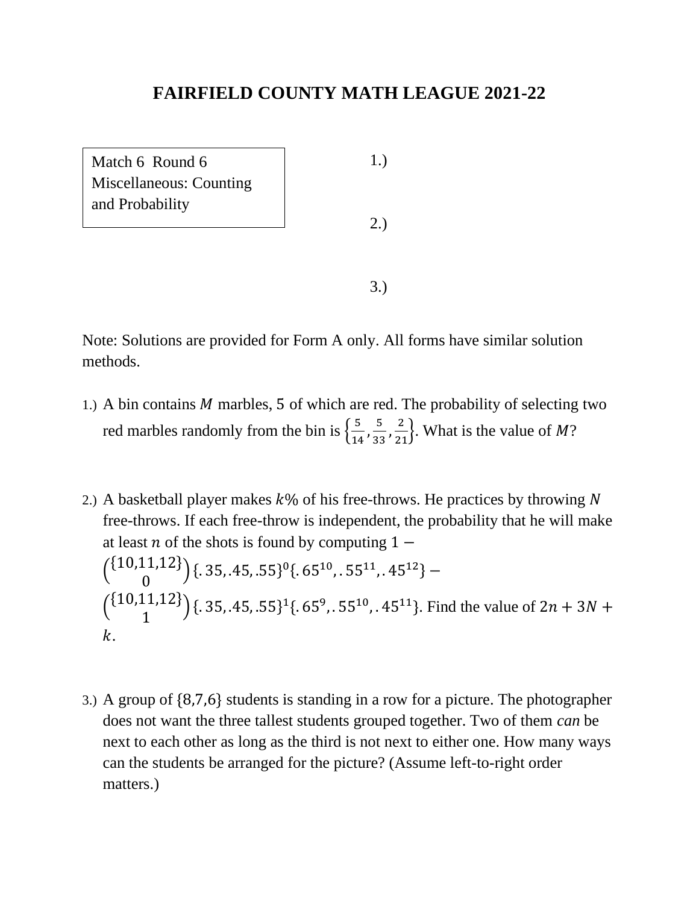# FAIRFIELD COUNTY MATH LEAGUE 2021-22

Match 6 Round 6
Miscellaneous: Counting and Probability

1.)

2.)

3.)

Note: Solutions are provided for Form A only. All forms have similar solution methods.

1.) A bin contains $M$ marbles, 5 of which are red. The probability of selecting two red marbles randomly from the bin is $\left\{\frac{5}{14}, \frac{5}{33}, \frac{2}{21}\right\}$. What is the value of $M$?

2.) A basketball player makes $k\%$ of his free-throws. He practices by throwing $N$ free-throws. If each free-throw is independent, the probability that he will make at least $n$ of the shots is found by computing $1 - \binom{\{10,11,12\}}{0}\{.35,.45,.55\}^0\{.65^{10},.55^{11},.45^{12}\} - \binom{\{10,11,12\}}{1}\{.35,.45,.55\}^1\{.65^9,.55^{10},.45^{11}\}$. Find the value of $2n + 3N + k$.

3.) A group of $\{8,7,6\}$ students is standing in a row for a picture. The photographer does not want the three tallest students grouped together. Two of them *can* be next to each other as long as the third is not next to either one. How many ways can the students be arranged for the picture? (Assume left-to-right order matters.)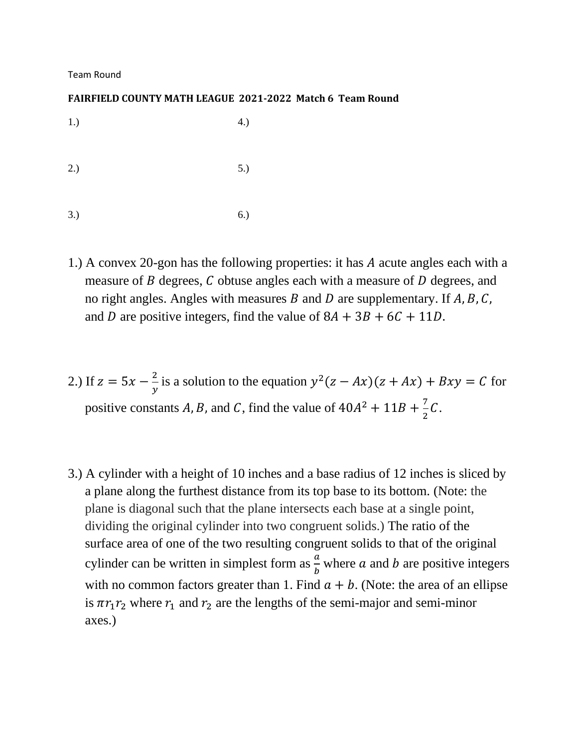Team Round

**FAIRFIELD COUNTY MATH LEAGUE 2021-2022 Match 6 Team Round**

1.) 

4.) 

2.) 

5.) 

3.) 

6.) 

1.) A convex 20-gon has the following properties: it has $A$ acute angles each with a measure of $B$ degrees, $C$ obtuse angles each with a measure of $D$ degrees, and no right angles. Angles with measures $B$ and $D$ are supplementary. If $A, B, C,$ and $D$ are positive integers, find the value of $8A + 3B + 6C + 11D$.

2.) If $z = 5x - \frac{2}{y}$ is a solution to the equation $y^2(z - Ax)(z + Ax) + Bxy = C$ for positive constants $A, B,$ and $C$, find the value of $40A^2 + 11B + \frac{7}{2}C$.

3.) A cylinder with a height of 10 inches and a base radius of 12 inches is sliced by a plane along the furthest distance from its top base to its bottom. (Note: the plane is diagonal such that the plane intersects each base at a single point, dividing the original cylinder into two congruent solids.) The ratio of the surface area of one of the two resulting congruent solids to that of the original cylinder can be written in simplest form as $\frac{a}{b}$ where $a$ and $b$ are positive integers with no common factors greater than 1. Find $a + b$. (Note: the area of an ellipse is $\pi r_1 r_2$ where $r_1$ and $r_2$ are the lengths of the semi-major and semi-minor axes.)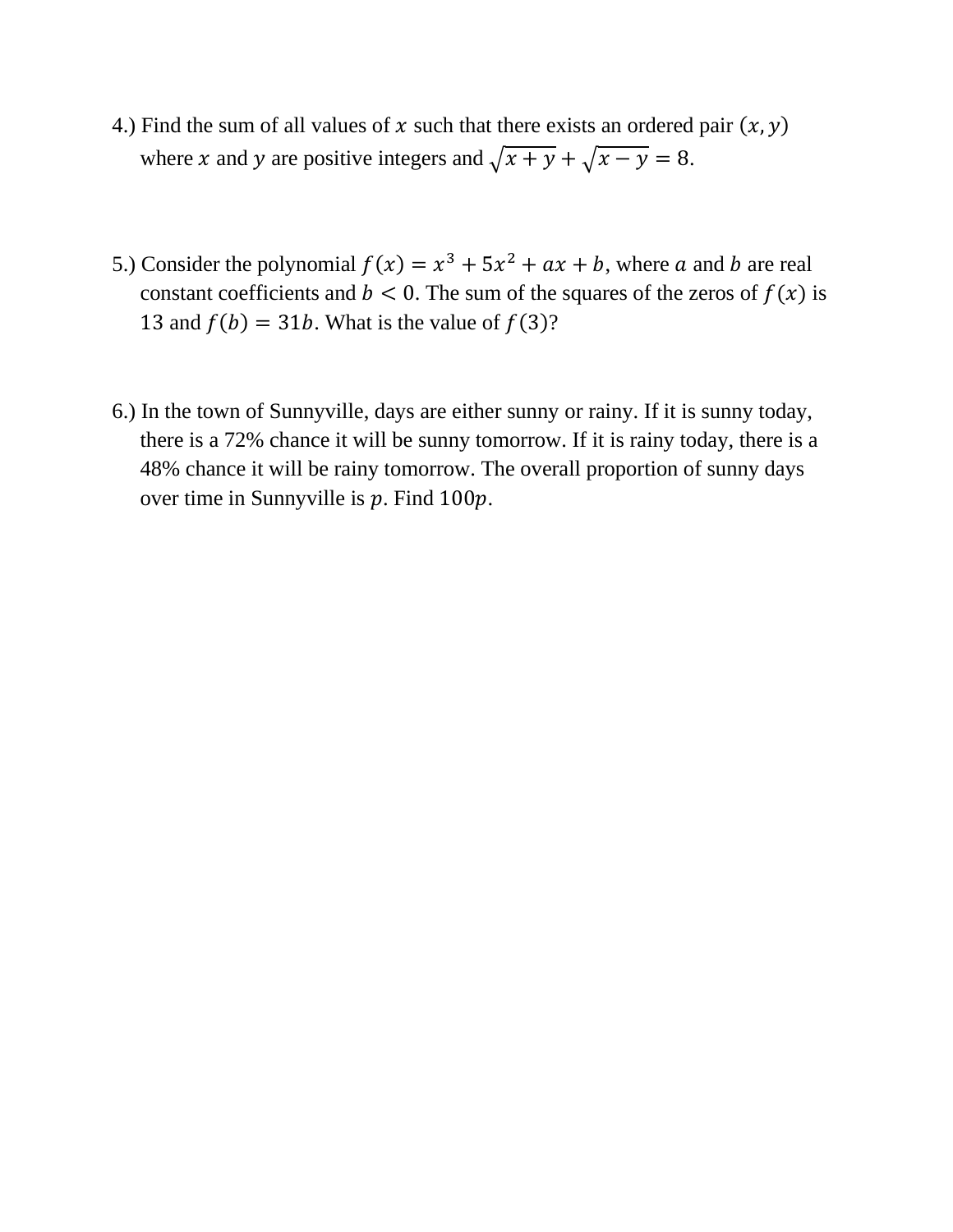4.) Find the sum of all values of $x$ such that there exists an ordered pair $(x, y)$ where $x$ and $y$ are positive integers and $\sqrt{x+y} + \sqrt{x-y} = 8$.

5.) Consider the polynomial $f(x) = x^3 + 5x^2 + ax + b$, where $a$ and $b$ are real constant coefficients and $b < 0$. The sum of the squares of the zeros of $f(x)$ is 13 and $f(b) = 31b$. What is the value of $f(3)$?

6.) In the town of Sunnyville, days are either sunny or rainy. If it is sunny today, there is a 72% chance it will be sunny tomorrow. If it is rainy today, there is a 48% chance it will be rainy tomorrow. The overall proportion of sunny days over time in Sunnyville is $p$. Find $100p$.